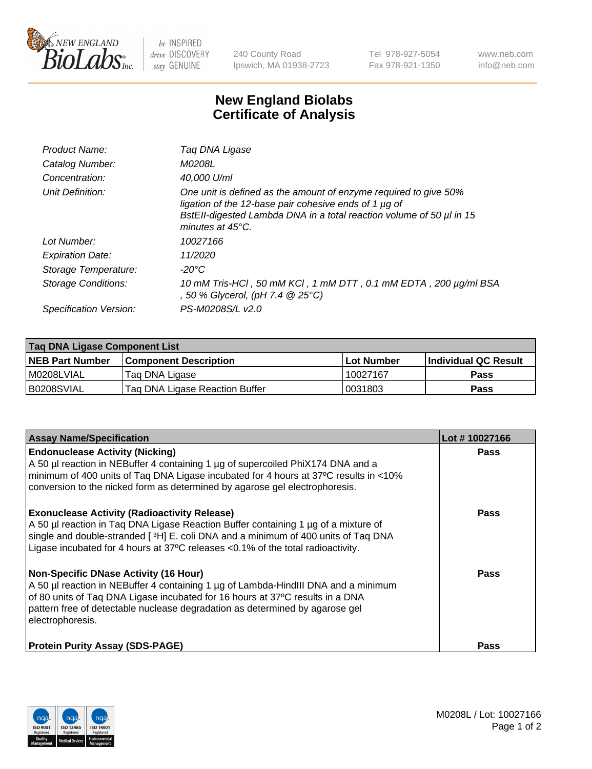# New England Biolabs
## Certificate of Analysis

| | |
|---|---|
| Product Name: | *Taq DNA Ligase* |
| Catalog Number: | *M0208L* |
| Concentration: | *40,000 U/ml* |
| Unit Definition: | *One unit is defined as the amount of enzyme required to give 50% ligation of the 12-base pair cohesive ends of 1 µg of BstEII-digested Lambda DNA in a total reaction volume of 50 µl in 15 minutes at 45°C.* |
| Lot Number: | *10027166* |
| Expiration Date: | *11/2020* |
| Storage Temperature: | *-20°C* |
| Storage Conditions: | *10 mM Tris-HCl , 50 mM KCl , 1 mM DTT , 0.1 mM EDTA , 200 µg/ml BSA , 50 % Glycerol, (pH 7.4 @ 25°C)* |
| Specification Version: | *PS-M0208S/L v2.0* |

| Taq DNA Ligase Component List | | | |
|---|---|---|---|
| **NEB Part Number** | **Component Description** | **Lot Number** | **Individual QC Result** |
| M0208LVIAL | Taq DNA Ligase | 10027167 | **Pass** |
| B0208SVIAL | Taq DNA Ligase Reaction Buffer | 0031803 | **Pass** |

| Assay Name/Specification | Lot # 10027166 |
|---|---|
| **Endonuclease Activity (Nicking)**<br>A 50 µl reaction in NEBuffer 4 containing 1 µg of supercoiled PhiX174 DNA and a minimum of 400 units of Taq DNA Ligase incubated for 4 hours at 37ºC results in <10% conversion to the nicked form as determined by agarose gel electrophoresis. | **Pass** |
| **Exonuclease Activity (Radioactivity Release)**<br>A 50 µl reaction in Taq DNA Ligase Reaction Buffer containing 1 µg of a mixture of single and double-stranded [ $^3$H] E. coli DNA and a minimum of 400 units of Taq DNA Ligase incubated for 4 hours at 37ºC releases <0.1% of the total radioactivity. | **Pass** |
| **Non-Specific DNase Activity (16 Hour)**<br>A 50 µl reaction in NEBuffer 4 containing 1 µg of Lambda-HindIII DNA and a minimum of 80 units of Taq DNA Ligase incubated for 16 hours at 37ºC results in a DNA pattern free of detectable nuclease degradation as determined by agarose gel electrophoresis. | **Pass** |
| **Protein Purity Assay (SDS-PAGE)** | **Pass** |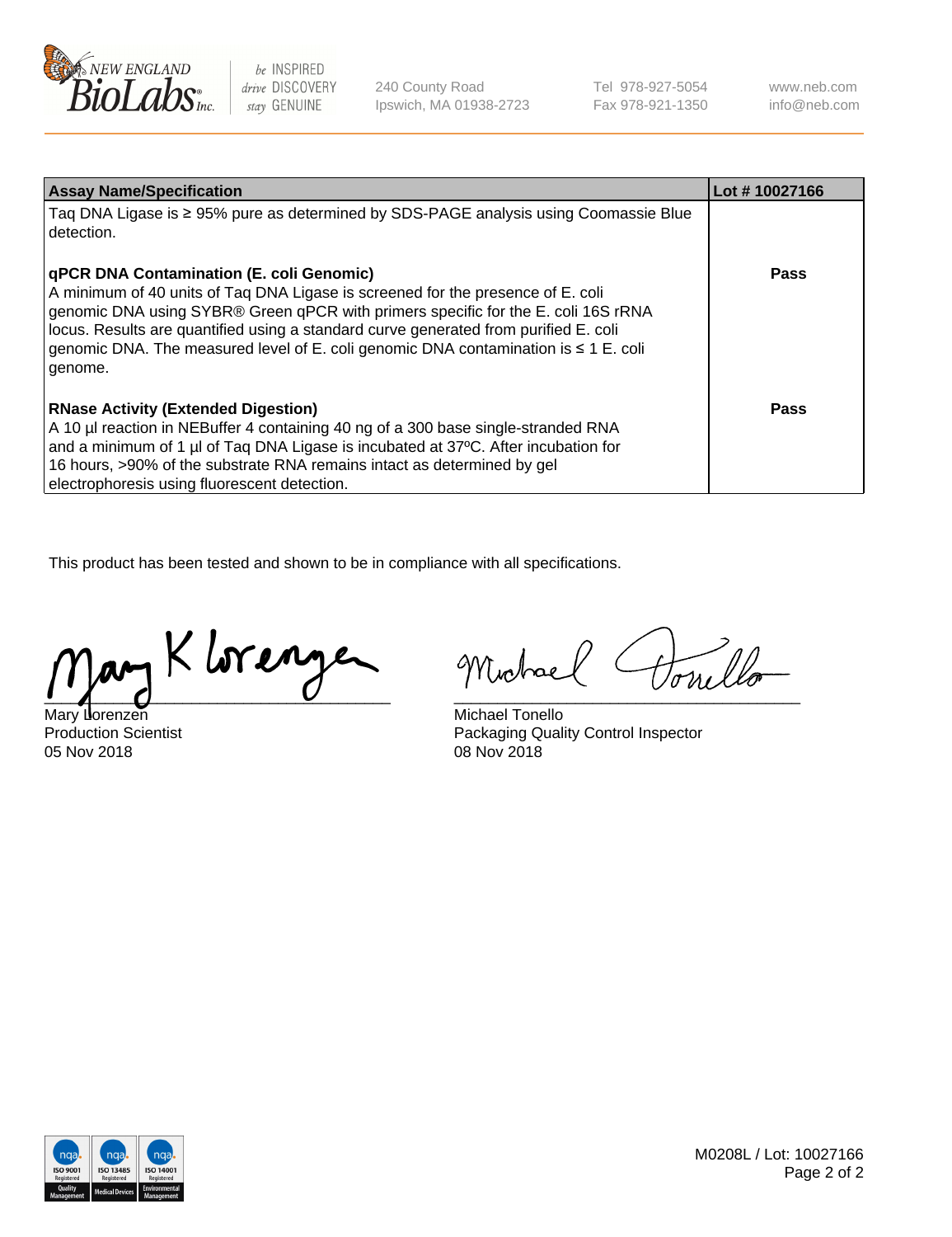240 County Road
Ipswich, MA 01938-2723

Tel 978-927-5054
Fax 978-921-1350

www.neb.com
info@neb.com

| Assay Name/Specification | Lot # 10027166 |
|---|---|
| Taq DNA Ligase is ≥ 95% pure as determined by SDS-PAGE analysis using Coomassie Blue detection. | |
| **qPCR DNA Contamination (E. coli Genomic)**<br>A minimum of 40 units of Taq DNA Ligase is screened for the presence of E. coli genomic DNA using SYBR® Green qPCR with primers specific for the E. coli 16S rRNA locus. Results are quantified using a standard curve generated from purified E. coli genomic DNA. The measured level of E. coli genomic DNA contamination is ≤ 1 E. coli genome. | **Pass** |
| **RNase Activity (Extended Digestion)**<br>A 10 µl reaction in NEBuffer 4 containing 40 ng of a 300 base single-stranded RNA and a minimum of 1 µl of Taq DNA Ligase is incubated at 37ºC. After incubation for 16 hours, >90% of the substrate RNA remains intact as determined by gel electrophoresis using fluorescent detection. | **Pass** |

This product has been tested and shown to be in compliance with all specifications.

Mary Lorenzen
Production Scientist
05 Nov 2018

Michael Tonello
Packaging Quality Control Inspector
08 Nov 2018

M0208L / Lot: 10027166